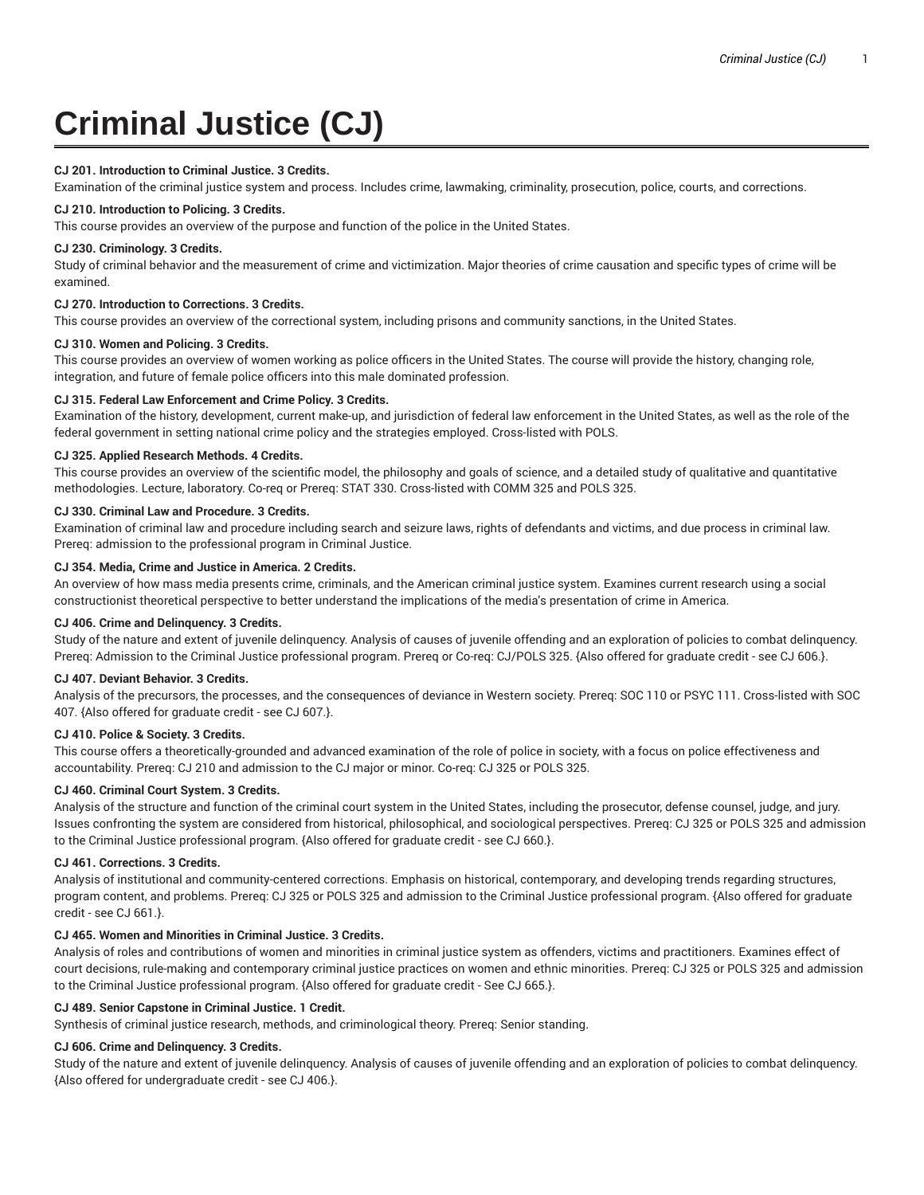# Criminal Justice (CJ)

**CJ 201. Introduction to Criminal Justice. 3 Credits.**
Examination of the criminal justice system and process. Includes crime, lawmaking, criminality, prosecution, police, courts, and corrections.

**CJ 210. Introduction to Policing. 3 Credits.**
This course provides an overview of the purpose and function of the police in the United States.

**CJ 230. Criminology. 3 Credits.**
Study of criminal behavior and the measurement of crime and victimization. Major theories of crime causation and specific types of crime will be examined.

**CJ 270. Introduction to Corrections. 3 Credits.**
This course provides an overview of the correctional system, including prisons and community sanctions, in the United States.

**CJ 310. Women and Policing. 3 Credits.**
This course provides an overview of women working as police officers in the United States. The course will provide the history, changing role, integration, and future of female police officers into this male dominated profession.

**CJ 315. Federal Law Enforcement and Crime Policy. 3 Credits.**
Examination of the history, development, current make-up, and jurisdiction of federal law enforcement in the United States, as well as the role of the federal government in setting national crime policy and the strategies employed. Cross-listed with POLS.

**CJ 325. Applied Research Methods. 4 Credits.**
This course provides an overview of the scientific model, the philosophy and goals of science, and a detailed study of qualitative and quantitative methodologies. Lecture, laboratory. Co-req or Prereq: STAT 330. Cross-listed with COMM 325 and POLS 325.

**CJ 330. Criminal Law and Procedure. 3 Credits.**
Examination of criminal law and procedure including search and seizure laws, rights of defendants and victims, and due process in criminal law. Prereq: admission to the professional program in Criminal Justice.

**CJ 354. Media, Crime and Justice in America. 2 Credits.**
An overview of how mass media presents crime, criminals, and the American criminal justice system. Examines current research using a social constructionist theoretical perspective to better understand the implications of the media's presentation of crime in America.

**CJ 406. Crime and Delinquency. 3 Credits.**
Study of the nature and extent of juvenile delinquency. Analysis of causes of juvenile offending and an exploration of policies to combat delinquency. Prereq: Admission to the Criminal Justice professional program. Prereq or Co-req: CJ/POLS 325. {Also offered for graduate credit - see CJ 606.}.

**CJ 407. Deviant Behavior. 3 Credits.**
Analysis of the precursors, the processes, and the consequences of deviance in Western society. Prereq: SOC 110 or PSYC 111. Cross-listed with SOC 407. {Also offered for graduate credit - see CJ 607.}.

**CJ 410. Police & Society. 3 Credits.**
This course offers a theoretically-grounded and advanced examination of the role of police in society, with a focus on police effectiveness and accountability. Prereq: CJ 210 and admission to the CJ major or minor. Co-req: CJ 325 or POLS 325.

**CJ 460. Criminal Court System. 3 Credits.**
Analysis of the structure and function of the criminal court system in the United States, including the prosecutor, defense counsel, judge, and jury. Issues confronting the system are considered from historical, philosophical, and sociological perspectives. Prereq: CJ 325 or POLS 325 and admission to the Criminal Justice professional program. {Also offered for graduate credit - see CJ 660.}.

**CJ 461. Corrections. 3 Credits.**
Analysis of institutional and community-centered corrections. Emphasis on historical, contemporary, and developing trends regarding structures, program content, and problems. Prereq: CJ 325 or POLS 325 and admission to the Criminal Justice professional program. {Also offered for graduate credit - see CJ 661.}.

**CJ 465. Women and Minorities in Criminal Justice. 3 Credits.**
Analysis of roles and contributions of women and minorities in criminal justice system as offenders, victims and practitioners. Examines effect of court decisions, rule-making and contemporary criminal justice practices on women and ethnic minorities. Prereq: CJ 325 or POLS 325 and admission to the Criminal Justice professional program. {Also offered for graduate credit - See CJ 665.}.

**CJ 489. Senior Capstone in Criminal Justice. 1 Credit.**
Synthesis of criminal justice research, methods, and criminological theory. Prereq: Senior standing.

**CJ 606. Crime and Delinquency. 3 Credits.**
Study of the nature and extent of juvenile delinquency. Analysis of causes of juvenile offending and an exploration of policies to combat delinquency. {Also offered for undergraduate credit - see CJ 406.}.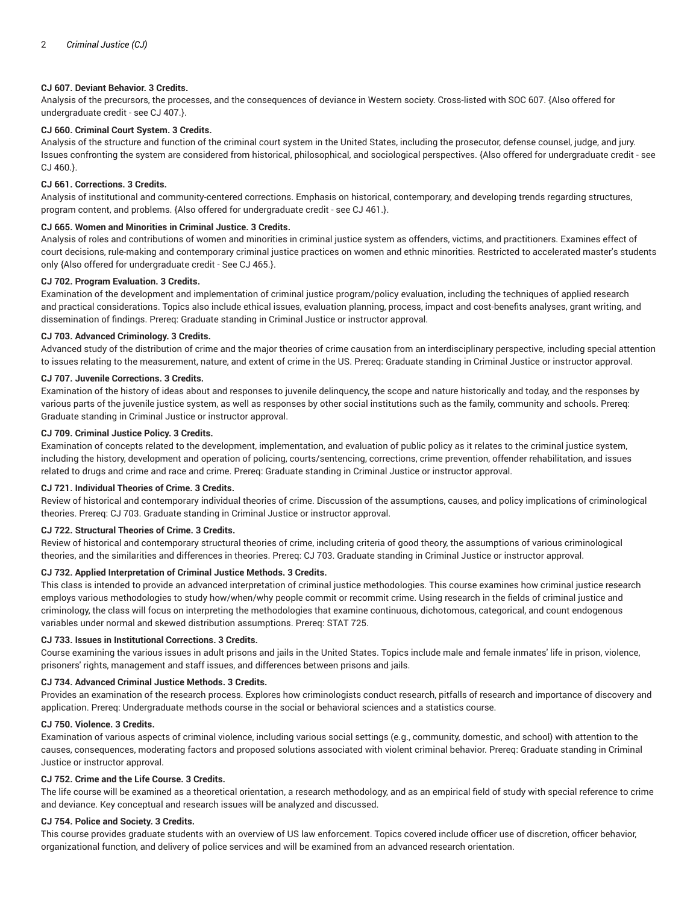**CJ 607. Deviant Behavior. 3 Credits.**
Analysis of the precursors, the processes, and the consequences of deviance in Western society. Cross-listed with SOC 607. {Also offered for undergraduate credit - see CJ 407.}.

**CJ 660. Criminal Court System. 3 Credits.**
Analysis of the structure and function of the criminal court system in the United States, including the prosecutor, defense counsel, judge, and jury. Issues confronting the system are considered from historical, philosophical, and sociological perspectives. {Also offered for undergraduate credit - see CJ 460.}.

**CJ 661. Corrections. 3 Credits.**
Analysis of institutional and community-centered corrections. Emphasis on historical, contemporary, and developing trends regarding structures, program content, and problems. {Also offered for undergraduate credit - see CJ 461.}.

**CJ 665. Women and Minorities in Criminal Justice. 3 Credits.**
Analysis of roles and contributions of women and minorities in criminal justice system as offenders, victims, and practitioners. Examines effect of court decisions, rule-making and contemporary criminal justice practices on women and ethnic minorities. Restricted to accelerated master's students only {Also offered for undergraduate credit - See CJ 465.}.

**CJ 702. Program Evaluation. 3 Credits.**
Examination of the development and implementation of criminal justice program/policy evaluation, including the techniques of applied research and practical considerations. Topics also include ethical issues, evaluation planning, process, impact and cost-benefits analyses, grant writing, and dissemination of findings. Prereq: Graduate standing in Criminal Justice or instructor approval.

**CJ 703. Advanced Criminology. 3 Credits.**
Advanced study of the distribution of crime and the major theories of crime causation from an interdisciplinary perspective, including special attention to issues relating to the measurement, nature, and extent of crime in the US. Prereq: Graduate standing in Criminal Justice or instructor approval.

**CJ 707. Juvenile Corrections. 3 Credits.**
Examination of the history of ideas about and responses to juvenile delinquency, the scope and nature historically and today, and the responses by various parts of the juvenile justice system, as well as responses by other social institutions such as the family, community and schools. Prereq: Graduate standing in Criminal Justice or instructor approval.

**CJ 709. Criminal Justice Policy. 3 Credits.**
Examination of concepts related to the development, implementation, and evaluation of public policy as it relates to the criminal justice system, including the history, development and operation of policing, courts/sentencing, corrections, crime prevention, offender rehabilitation, and issues related to drugs and crime and race and crime. Prereq: Graduate standing in Criminal Justice or instructor approval.

**CJ 721. Individual Theories of Crime. 3 Credits.**
Review of historical and contemporary individual theories of crime. Discussion of the assumptions, causes, and policy implications of criminological theories. Prereq: CJ 703. Graduate standing in Criminal Justice or instructor approval.

**CJ 722. Structural Theories of Crime. 3 Credits.**
Review of historical and contemporary structural theories of crime, including criteria of good theory, the assumptions of various criminological theories, and the similarities and differences in theories. Prereq: CJ 703. Graduate standing in Criminal Justice or instructor approval.

**CJ 732. Applied Interpretation of Criminal Justice Methods. 3 Credits.**
This class is intended to provide an advanced interpretation of criminal justice methodologies. This course examines how criminal justice research employs various methodologies to study how/when/why people commit or recommit crime. Using research in the fields of criminal justice and criminology, the class will focus on interpreting the methodologies that examine continuous, dichotomous, categorical, and count endogenous variables under normal and skewed distribution assumptions. Prereq: STAT 725.

**CJ 733. Issues in Institutional Corrections. 3 Credits.**
Course examining the various issues in adult prisons and jails in the United States. Topics include male and female inmates' life in prison, violence, prisoners' rights, management and staff issues, and differences between prisons and jails.

**CJ 734. Advanced Criminal Justice Methods. 3 Credits.**
Provides an examination of the research process. Explores how criminologists conduct research, pitfalls of research and importance of discovery and application. Prereq: Undergraduate methods course in the social or behavioral sciences and a statistics course.

**CJ 750. Violence. 3 Credits.**
Examination of various aspects of criminal violence, including various social settings (e.g., community, domestic, and school) with attention to the causes, consequences, moderating factors and proposed solutions associated with violent criminal behavior. Prereq: Graduate standing in Criminal Justice or instructor approval.

**CJ 752. Crime and the Life Course. 3 Credits.**
The life course will be examined as a theoretical orientation, a research methodology, and as an empirical field of study with special reference to crime and deviance. Key conceptual and research issues will be analyzed and discussed.

**CJ 754. Police and Society. 3 Credits.**
This course provides graduate students with an overview of US law enforcement. Topics covered include officer use of discretion, officer behavior, organizational function, and delivery of police services and will be examined from an advanced research orientation.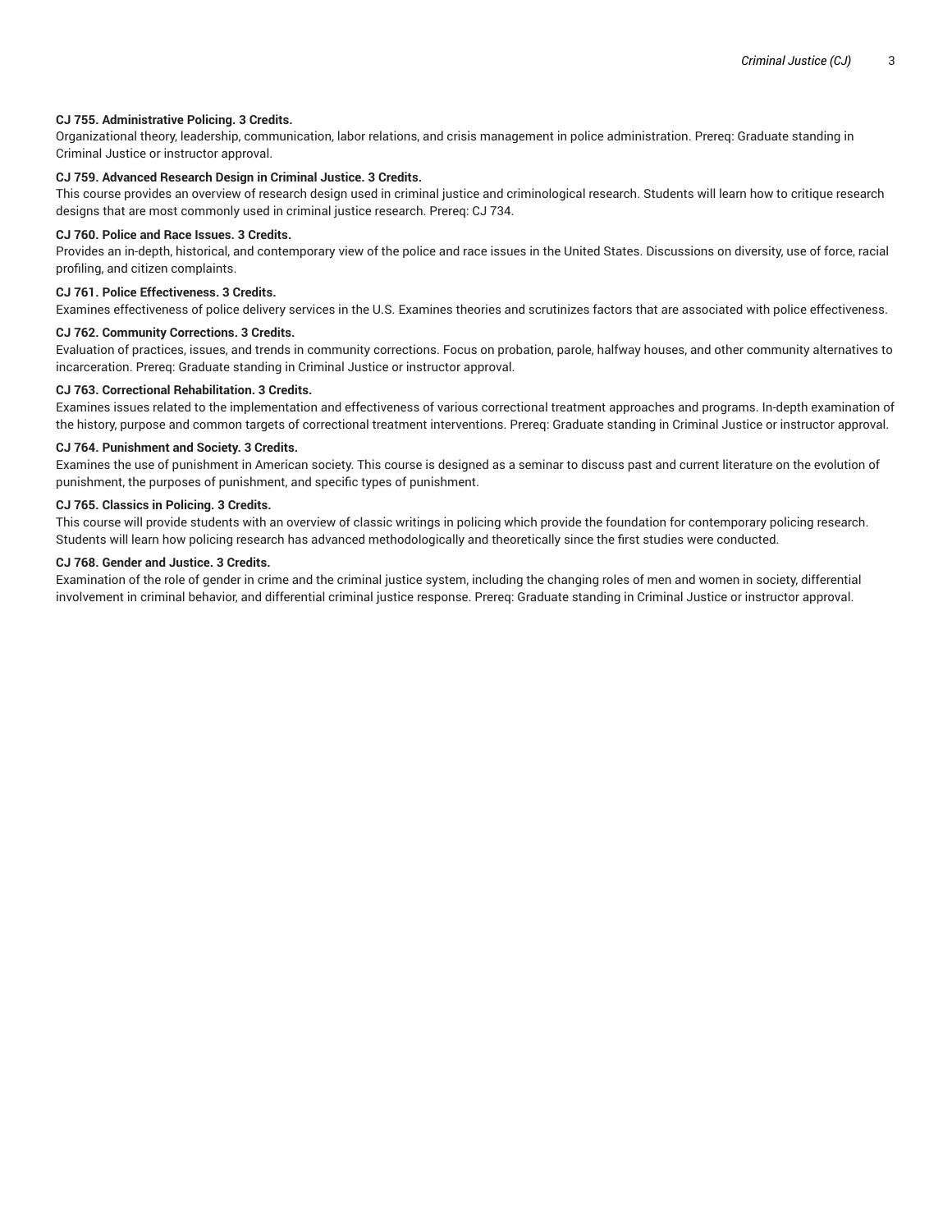**CJ 755. Administrative Policing. 3 Credits.**
Organizational theory, leadership, communication, labor relations, and crisis management in police administration. Prereq: Graduate standing in Criminal Justice or instructor approval.

**CJ 759. Advanced Research Design in Criminal Justice. 3 Credits.**
This course provides an overview of research design used in criminal justice and criminological research. Students will learn how to critique research designs that are most commonly used in criminal justice research. Prereq: CJ 734.

**CJ 760. Police and Race Issues. 3 Credits.**
Provides an in-depth, historical, and contemporary view of the police and race issues in the United States. Discussions on diversity, use of force, racial profiling, and citizen complaints.

**CJ 761. Police Effectiveness. 3 Credits.**
Examines effectiveness of police delivery services in the U.S. Examines theories and scrutinizes factors that are associated with police effectiveness.

**CJ 762. Community Corrections. 3 Credits.**
Evaluation of practices, issues, and trends in community corrections. Focus on probation, parole, halfway houses, and other community alternatives to incarceration. Prereq: Graduate standing in Criminal Justice or instructor approval.

**CJ 763. Correctional Rehabilitation. 3 Credits.**
Examines issues related to the implementation and effectiveness of various correctional treatment approaches and programs. In-depth examination of the history, purpose and common targets of correctional treatment interventions. Prereq: Graduate standing in Criminal Justice or instructor approval.

**CJ 764. Punishment and Society. 3 Credits.**
Examines the use of punishment in American society. This course is designed as a seminar to discuss past and current literature on the evolution of punishment, the purposes of punishment, and specific types of punishment.

**CJ 765. Classics in Policing. 3 Credits.**
This course will provide students with an overview of classic writings in policing which provide the foundation for contemporary policing research. Students will learn how policing research has advanced methodologically and theoretically since the first studies were conducted.

**CJ 768. Gender and Justice. 3 Credits.**
Examination of the role of gender in crime and the criminal justice system, including the changing roles of men and women in society, differential involvement in criminal behavior, and differential criminal justice response. Prereq: Graduate standing in Criminal Justice or instructor approval.